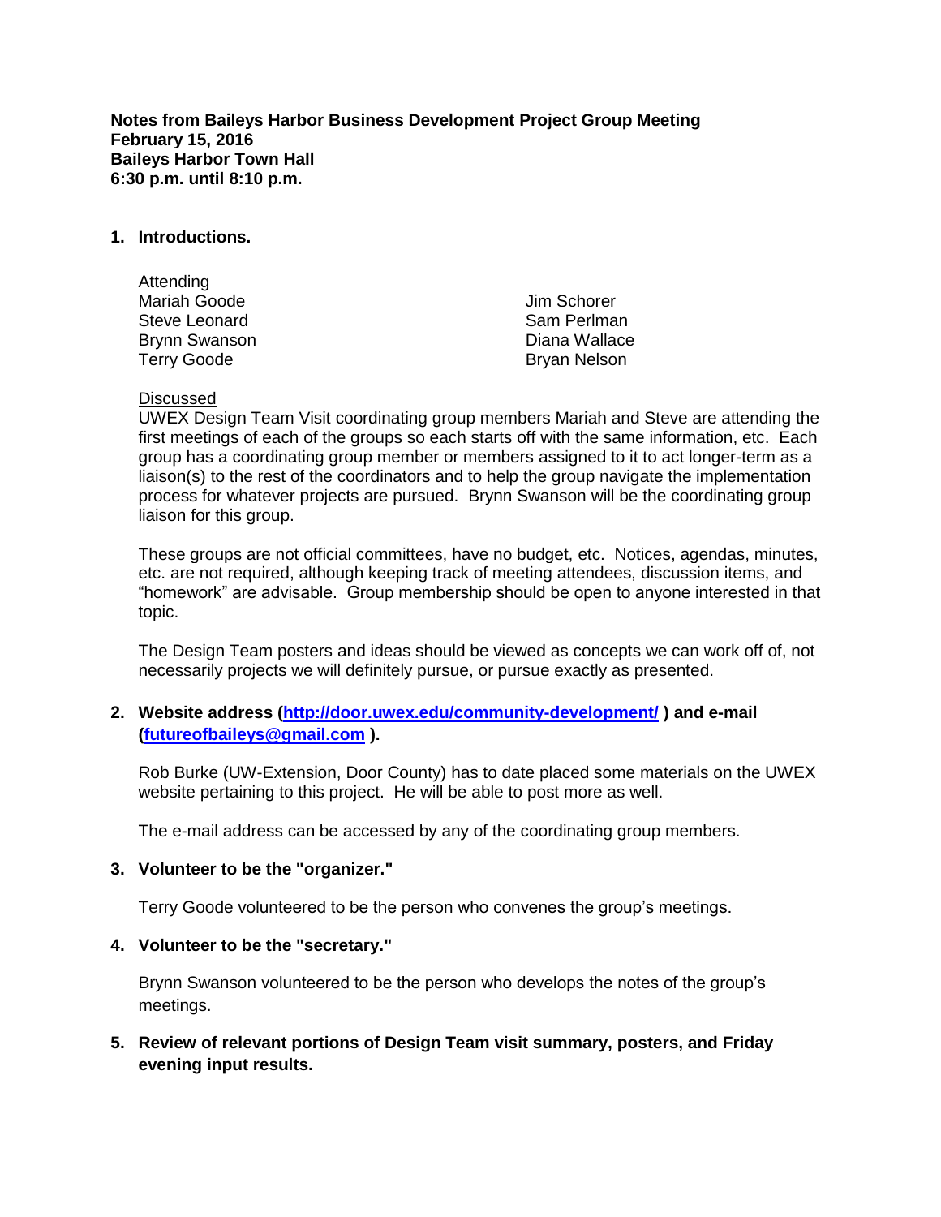**Notes from Baileys Harbor Business Development Project Group Meeting**
**February 15, 2016**
**Baileys Harbor Town Hall**
**6:30 p.m. until 8:10 p.m.**

1. **Introductions.**

   Attending
   Mariah Goode
   Steve Leonard
   Brynn Swanson
   Terry Goode
   Jim Schorer
   Sam Perlman
   Diana Wallace
   Bryan Nelson

   Discussed
   UWEX Design Team Visit coordinating group members Mariah and Steve are attending the first meetings of each of the groups so each starts off with the same information, etc. Each group has a coordinating group member or members assigned to it to act longer-term as a liaison(s) to the rest of the coordinators and to help the group navigate the implementation process for whatever projects are pursued. Brynn Swanson will be the coordinating group liaison for this group.

   These groups are not official committees, have no budget, etc. Notices, agendas, minutes, etc. are not required, although keeping track of meeting attendees, discussion items, and "homework" are advisable. Group membership should be open to anyone interested in that topic.

   The Design Team posters and ideas should be viewed as concepts we can work off of, not necessarily projects we will definitely pursue, or pursue exactly as presented.

2. **Website address (http://door.uwex.edu/community-development/ ) and e-mail (futureofbaileys@gmail.com ).**

   Rob Burke (UW-Extension, Door County) has to date placed some materials on the UWEX website pertaining to this project. He will be able to post more as well.

   The e-mail address can be accessed by any of the coordinating group members.

3. **Volunteer to be the "organizer."**

   Terry Goode volunteered to be the person who convenes the group's meetings.

4. **Volunteer to be the "secretary."**

   Brynn Swanson volunteered to be the person who develops the notes of the group's meetings.

5. **Review of relevant portions of Design Team visit summary, posters, and Friday evening input results.**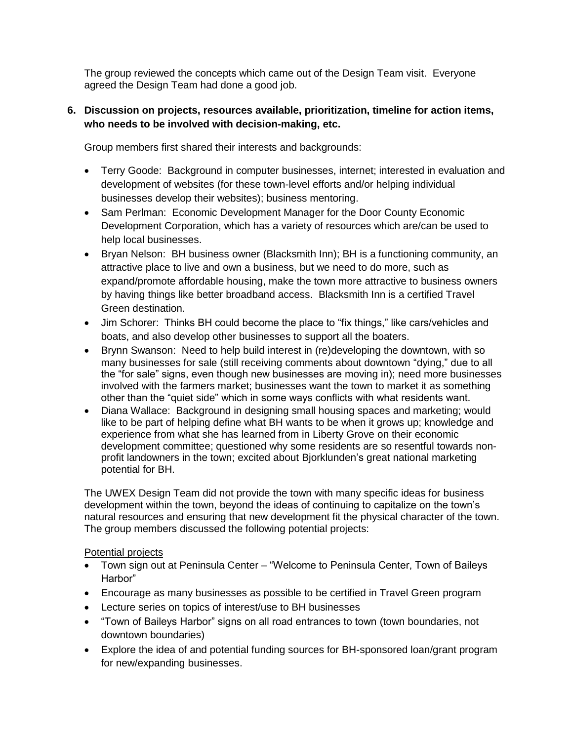The group reviewed the concepts which came out of the Design Team visit. Everyone agreed the Design Team had done a good job.

**6. Discussion on projects, resources available, prioritization, timeline for action items, who needs to be involved with decision-making, etc.**

Group members first shared their interests and backgrounds:

- Terry Goode: Background in computer businesses, internet; interested in evaluation and development of websites (for these town-level efforts and/or helping individual businesses develop their websites); business mentoring.
- Sam Perlman: Economic Development Manager for the Door County Economic Development Corporation, which has a variety of resources which are/can be used to help local businesses.
- Bryan Nelson: BH business owner (Blacksmith Inn); BH is a functioning community, an attractive place to live and own a business, but we need to do more, such as expand/promote affordable housing, make the town more attractive to business owners by having things like better broadband access. Blacksmith Inn is a certified Travel Green destination.
- Jim Schorer: Thinks BH could become the place to "fix things," like cars/vehicles and boats, and also develop other businesses to support all the boaters.
- Brynn Swanson: Need to help build interest in (re)developing the downtown, with so many businesses for sale (still receiving comments about downtown "dying," due to all the "for sale" signs, even though new businesses are moving in); need more businesses involved with the farmers market; businesses want the town to market it as something other than the "quiet side" which in some ways conflicts with what residents want.
- Diana Wallace: Background in designing small housing spaces and marketing; would like to be part of helping define what BH wants to be when it grows up; knowledge and experience from what she has learned from in Liberty Grove on their economic development committee; questioned why some residents are so resentful towards non-profit landowners in the town; excited about Bjorklunden's great national marketing potential for BH.

The UWEX Design Team did not provide the town with many specific ideas for business development within the town, beyond the ideas of continuing to capitalize on the town's natural resources and ensuring that new development fit the physical character of the town. The group members discussed the following potential projects:

<u>Potential projects</u>

- Town sign out at Peninsula Center – "Welcome to Peninsula Center, Town of Baileys Harbor"
- Encourage as many businesses as possible to be certified in Travel Green program
- Lecture series on topics of interest/use to BH businesses
- "Town of Baileys Harbor" signs on all road entrances to town (town boundaries, not downtown boundaries)
- Explore the idea of and potential funding sources for BH-sponsored loan/grant program for new/expanding businesses.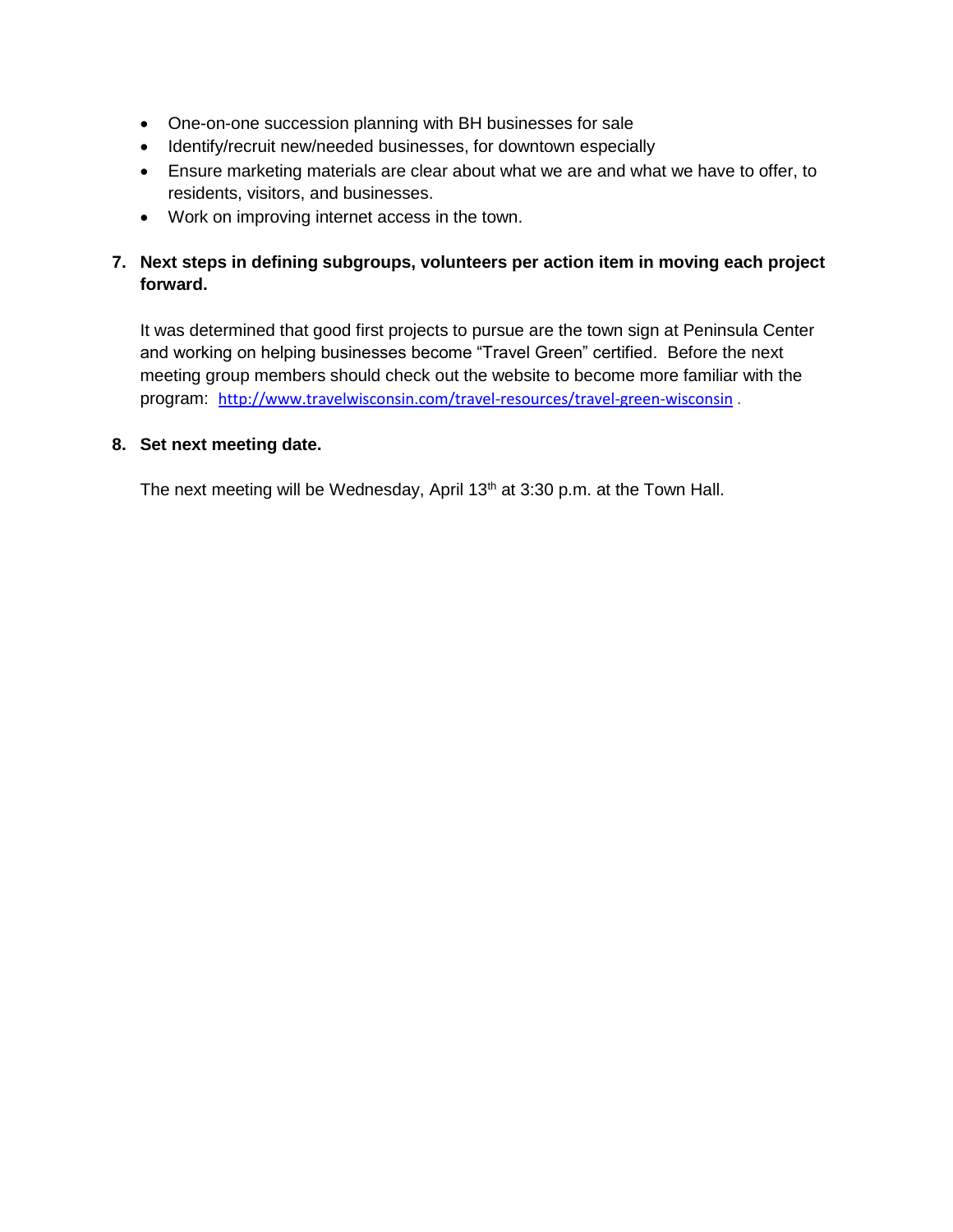- One-on-one succession planning with BH businesses for sale
- Identify/recruit new/needed businesses, for downtown especially
- Ensure marketing materials are clear about what we are and what we have to offer, to residents, visitors, and businesses.
- Work on improving internet access in the town.

**7. Next steps in defining subgroups, volunteers per action item in moving each project forward.**

It was determined that good first projects to pursue are the town sign at Peninsula Center and working on helping businesses become "Travel Green" certified. Before the next meeting group members should check out the website to become more familiar with the program: http://www.travelwisconsin.com/travel-resources/travel-green-wisconsin .

**8. Set next meeting date.**

The next meeting will be Wednesday, April 13th at 3:30 p.m. at the Town Hall.